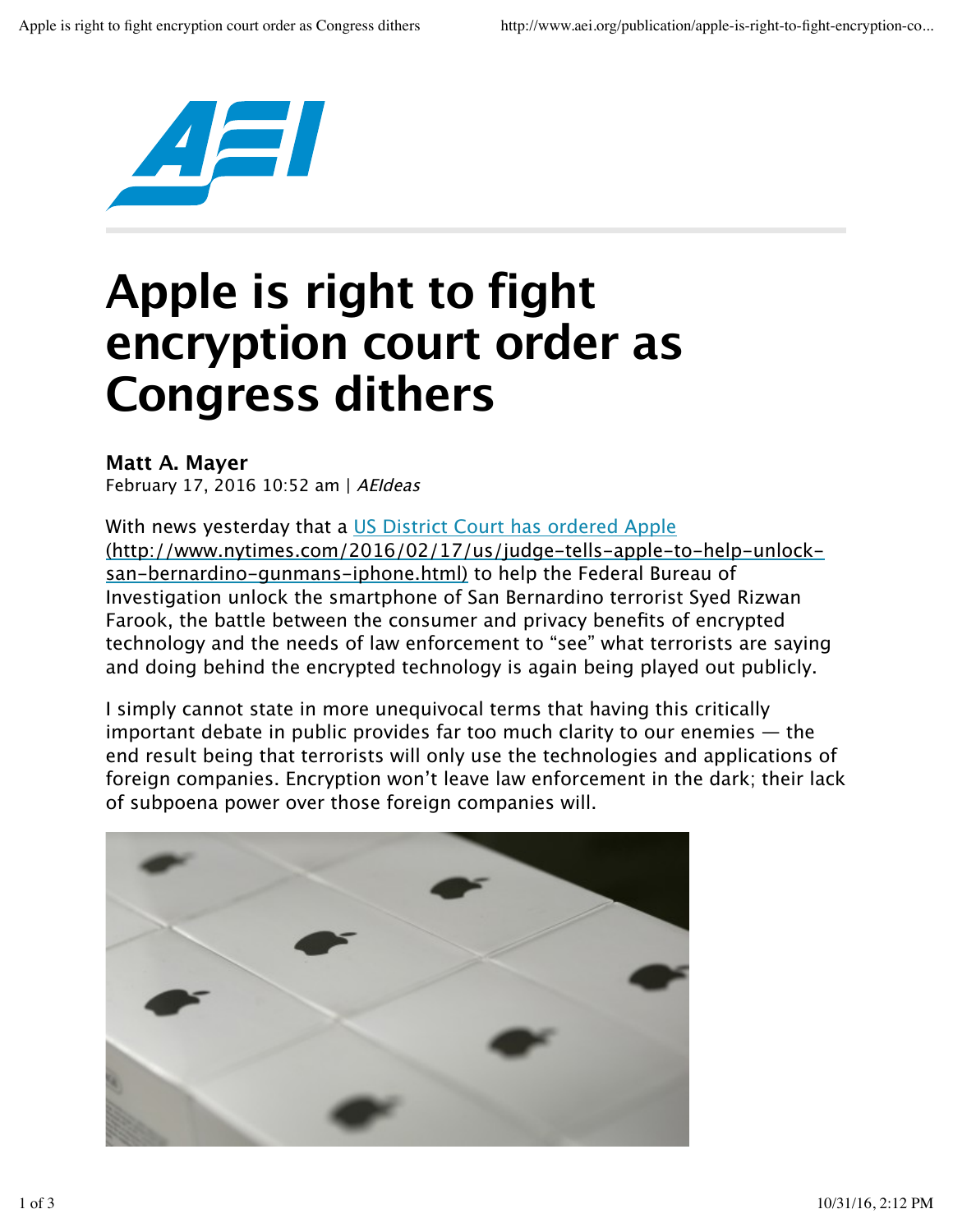# Apple is right to fight encryption court order as Congress dithers

**Matt A. Mayer**
February 17, 2016 10:52 am | *AEIdeas*

With news yesterday that a [US District Court has ordered Apple (http://www.nytimes.com/2016/02/17/us/judge-tells-apple-to-help-unlock-san-bernardino-gunmans-iphone.html)](http://www.nytimes.com/2016/02/17/us/judge-tells-apple-to-help-unlock-san-bernardino-gunmans-iphone.html) to help the Federal Bureau of Investigation unlock the smartphone of San Bernardino terrorist Syed Rizwan Farook, the battle between the consumer and privacy benefits of encrypted technology and the needs of law enforcement to "see" what terrorists are saying and doing behind the encrypted technology is again being played out publicly.

I simply cannot state in more unequivocal terms that having this critically important debate in public provides far too much clarity to our enemies — the end result being that terrorists will only use the technologies and applications of foreign companies. Encryption won't leave law enforcement in the dark; their lack of subpoena power over those foreign companies will.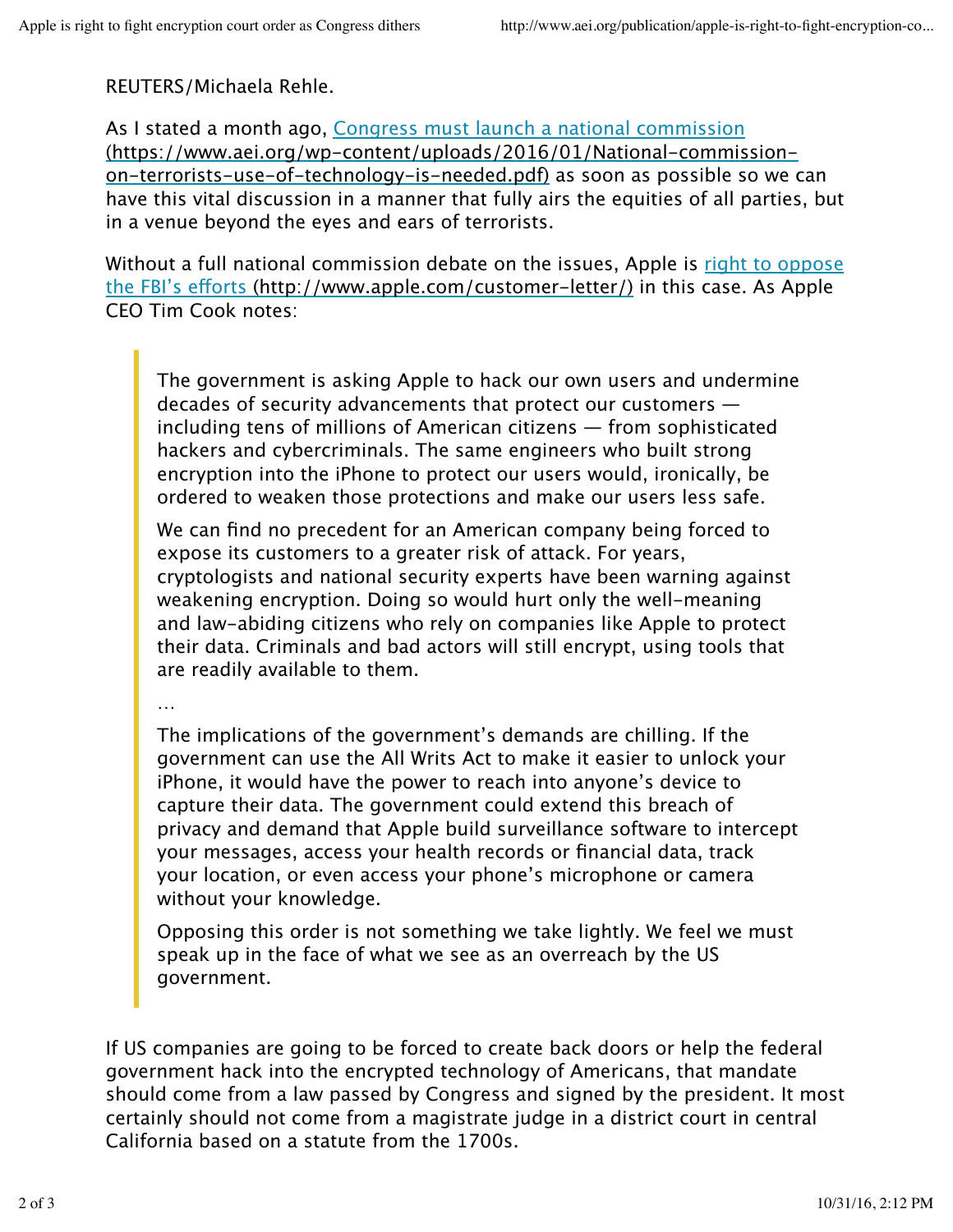REUTERS/Michaela Rehle.

As I stated a month ago, [Congress must launch a national commission (https://www.aei.org/wp-content/uploads/2016/01/National-commission-on-terrorists-use-of-technology-is-needed.pdf)](https://www.aei.org/wp-content/uploads/2016/01/National-commission-on-terrorists-use-of-technology-is-needed.pdf) as soon as possible so we can have this vital discussion in a manner that fully airs the equities of all parties, but in a venue beyond the eyes and ears of terrorists.

Without a full national commission debate on the issues, Apple is [right to oppose the FBI's efforts (http://www.apple.com/customer-letter/)](http://www.apple.com/customer-letter/) in this case. As Apple CEO Tim Cook notes:

> The government is asking Apple to hack our own users and undermine decades of security advancements that protect our customers — including tens of millions of American citizens — from sophisticated hackers and cybercriminals. The same engineers who built strong encryption into the iPhone to protect our users would, ironically, be ordered to weaken those protections and make our users less safe.
>
> We can find no precedent for an American company being forced to expose its customers to a greater risk of attack. For years, cryptologists and national security experts have been warning against weakening encryption. Doing so would hurt only the well-meaning and law-abiding citizens who rely on companies like Apple to protect their data. Criminals and bad actors will still encrypt, using tools that are readily available to them.
>
> …
>
> The implications of the government's demands are chilling. If the government can use the All Writs Act to make it easier to unlock your iPhone, it would have the power to reach into anyone's device to capture their data. The government could extend this breach of privacy and demand that Apple build surveillance software to intercept your messages, access your health records or financial data, track your location, or even access your phone's microphone or camera without your knowledge.
>
> Opposing this order is not something we take lightly. We feel we must speak up in the face of what we see as an overreach by the US government.

If US companies are going to be forced to create back doors or help the federal government hack into the encrypted technology of Americans, that mandate should come from a law passed by Congress and signed by the president. It most certainly should not come from a magistrate judge in a district court in central California based on a statute from the 1700s.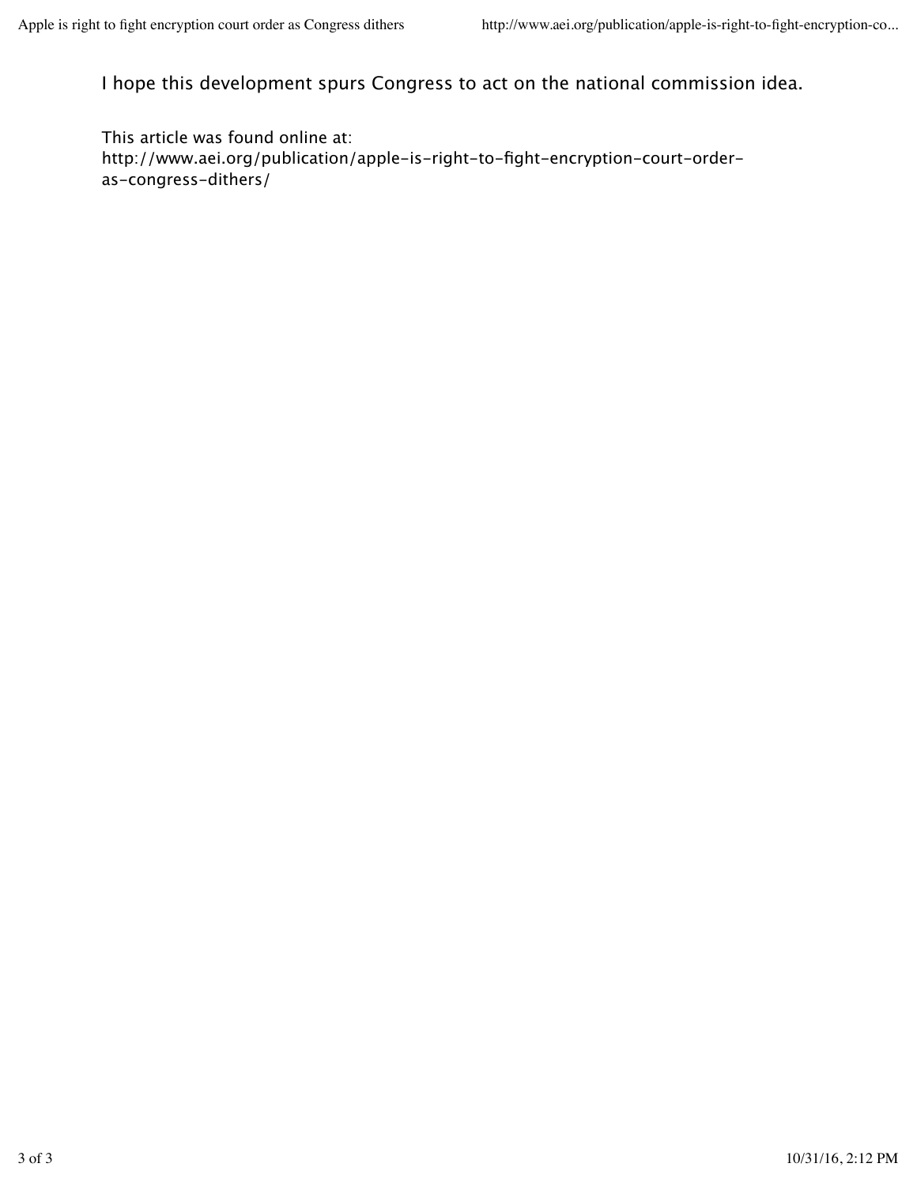I hope this development spurs Congress to act on the national commission idea.

This article was found online at:
http://www.aei.org/publication/apple-is-right-to-fight-encryption-court-order-as-congress-dithers/